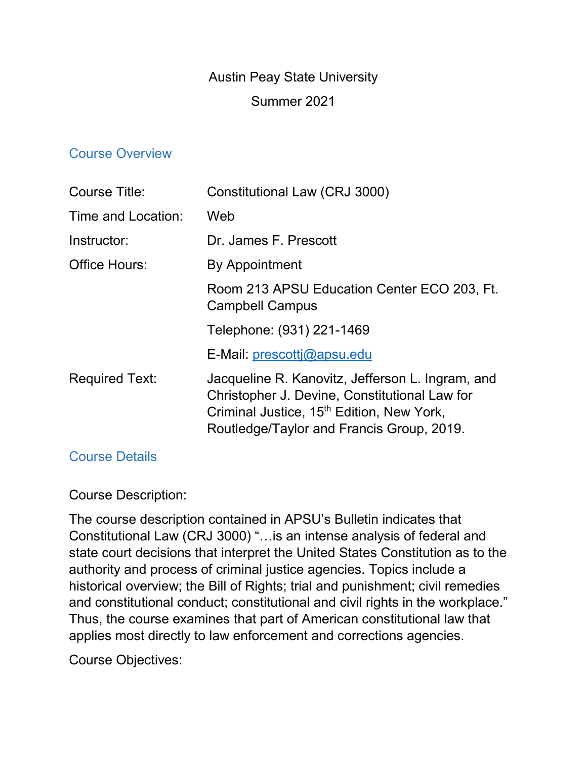Austin Peay State University

Summer 2021

## Course Overview

| | |
|---|---|
| Course Title: | Constitutional Law (CRJ 3000) |
| Time and Location: | Web |
| Instructor: | Dr. James F. Prescott |
| Office Hours: | By Appointment |
| | Room 213 APSU Education Center ECO 203, Ft. Campbell Campus |
| | Telephone: (931) 221-1469 |
| | E-Mail: prescottj@apsu.edu |
| Required Text: | Jacqueline R. Kanovitz, Jefferson L. Ingram, and Christopher J. Devine, Constitutional Law for Criminal Justice, 15th Edition, New York, Routledge/Taylor and Francis Group, 2019. |

## Course Details

Course Description:

The course description contained in APSU's Bulletin indicates that Constitutional Law (CRJ 3000) "…is an intense analysis of federal and state court decisions that interpret the United States Constitution as to the authority and process of criminal justice agencies. Topics include a historical overview; the Bill of Rights; trial and punishment; civil remedies and constitutional conduct; constitutional and civil rights in the workplace." Thus, the course examines that part of American constitutional law that applies most directly to law enforcement and corrections agencies.

Course Objectives: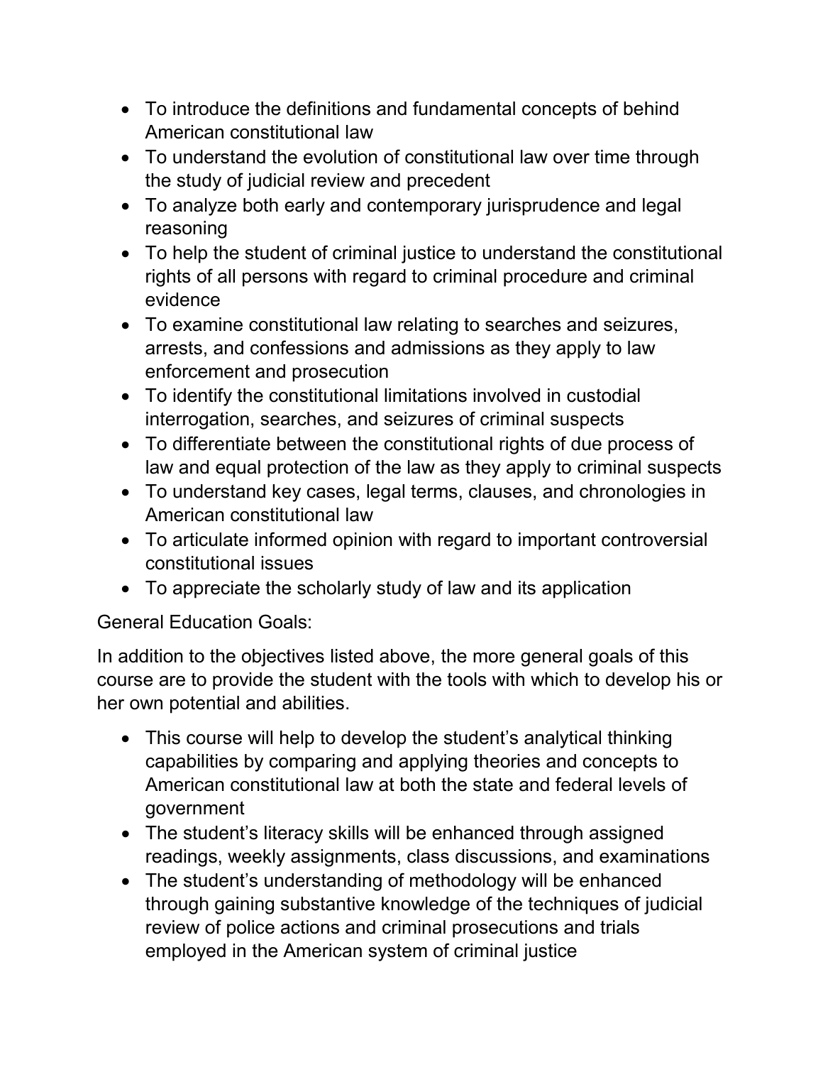- To introduce the definitions and fundamental concepts of behind American constitutional law
- To understand the evolution of constitutional law over time through the study of judicial review and precedent
- To analyze both early and contemporary jurisprudence and legal reasoning
- To help the student of criminal justice to understand the constitutional rights of all persons with regard to criminal procedure and criminal evidence
- To examine constitutional law relating to searches and seizures, arrests, and confessions and admissions as they apply to law enforcement and prosecution
- To identify the constitutional limitations involved in custodial interrogation, searches, and seizures of criminal suspects
- To differentiate between the constitutional rights of due process of law and equal protection of the law as they apply to criminal suspects
- To understand key cases, legal terms, clauses, and chronologies in American constitutional law
- To articulate informed opinion with regard to important controversial constitutional issues
- To appreciate the scholarly study of law and its application

General Education Goals:

In addition to the objectives listed above, the more general goals of this course are to provide the student with the tools with which to develop his or her own potential and abilities.

- This course will help to develop the student's analytical thinking capabilities by comparing and applying theories and concepts to American constitutional law at both the state and federal levels of government
- The student's literacy skills will be enhanced through assigned readings, weekly assignments, class discussions, and examinations
- The student's understanding of methodology will be enhanced through gaining substantive knowledge of the techniques of judicial review of police actions and criminal prosecutions and trials employed in the American system of criminal justice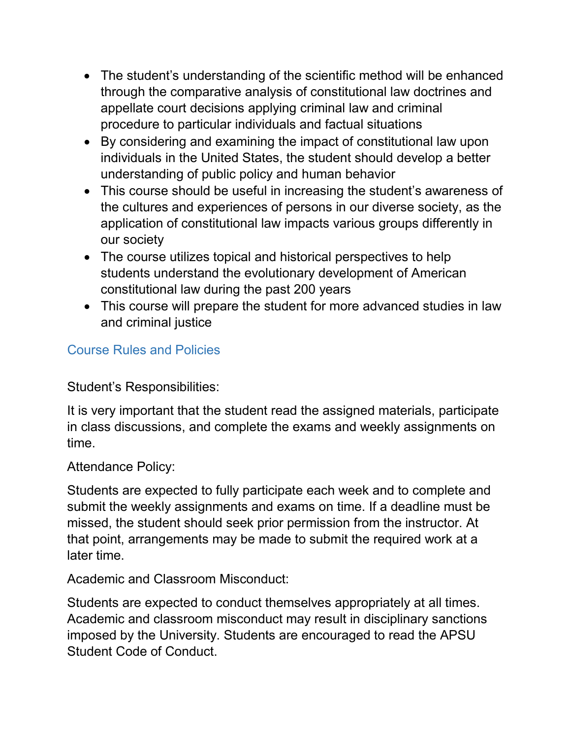- The student's understanding of the scientific method will be enhanced through the comparative analysis of constitutional law doctrines and appellate court decisions applying criminal law and criminal procedure to particular individuals and factual situations
- By considering and examining the impact of constitutional law upon individuals in the United States, the student should develop a better understanding of public policy and human behavior
- This course should be useful in increasing the student's awareness of the cultures and experiences of persons in our diverse society, as the application of constitutional law impacts various groups differently in our society
- The course utilizes topical and historical perspectives to help students understand the evolutionary development of American constitutional law during the past 200 years
- This course will prepare the student for more advanced studies in law and criminal justice

## Course Rules and Policies

Student's Responsibilities:

It is very important that the student read the assigned materials, participate in class discussions, and complete the exams and weekly assignments on time.

Attendance Policy:

Students are expected to fully participate each week and to complete and submit the weekly assignments and exams on time. If a deadline must be missed, the student should seek prior permission from the instructor. At that point, arrangements may be made to submit the required work at a later time.

Academic and Classroom Misconduct:

Students are expected to conduct themselves appropriately at all times. Academic and classroom misconduct may result in disciplinary sanctions imposed by the University. Students are encouraged to read the APSU Student Code of Conduct.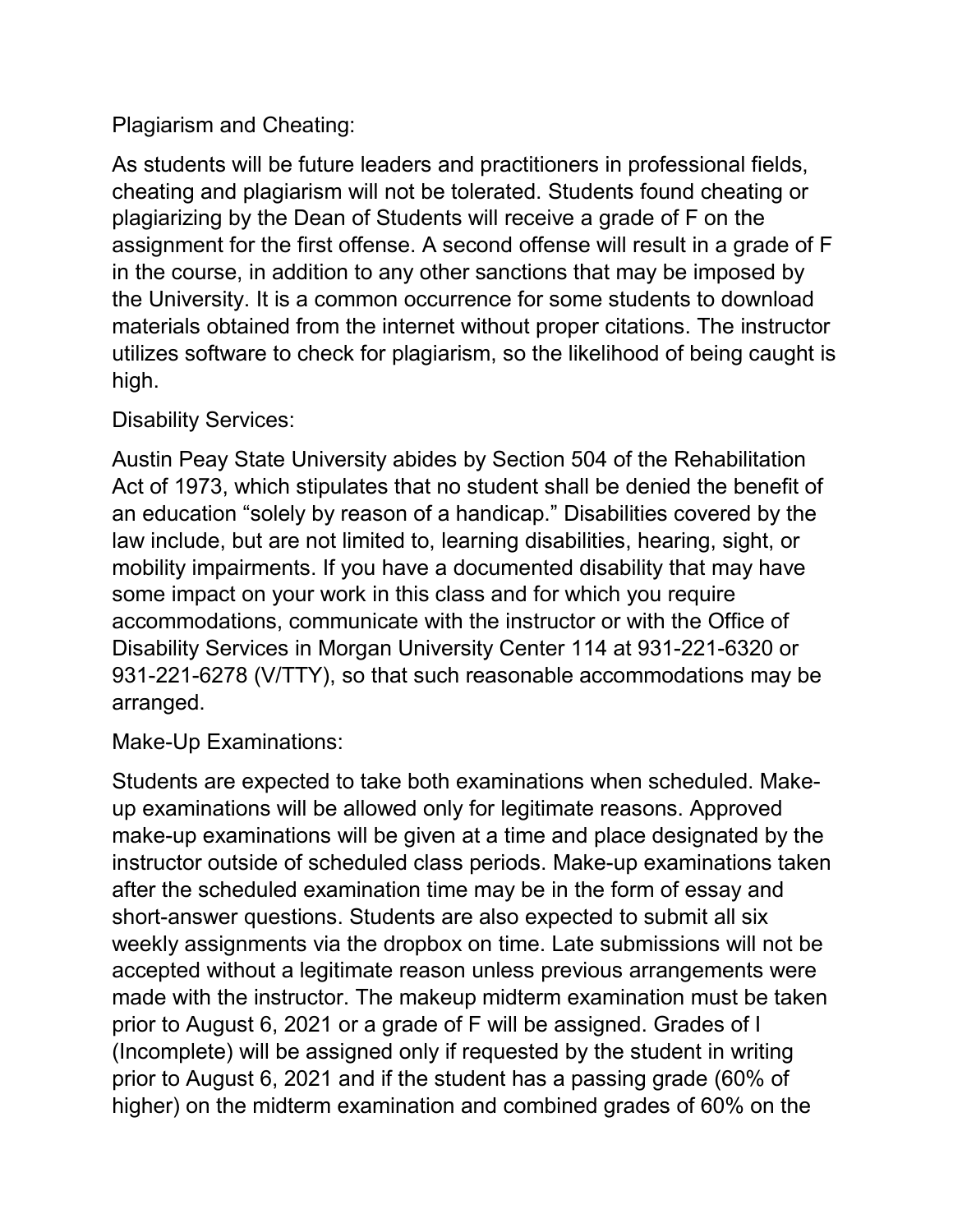Plagiarism and Cheating:

As students will be future leaders and practitioners in professional fields, cheating and plagiarism will not be tolerated. Students found cheating or plagiarizing by the Dean of Students will receive a grade of F on the assignment for the first offense. A second offense will result in a grade of F in the course, in addition to any other sanctions that may be imposed by the University. It is a common occurrence for some students to download materials obtained from the internet without proper citations. The instructor utilizes software to check for plagiarism, so the likelihood of being caught is high.

Disability Services:

Austin Peay State University abides by Section 504 of the Rehabilitation Act of 1973, which stipulates that no student shall be denied the benefit of an education "solely by reason of a handicap." Disabilities covered by the law include, but are not limited to, learning disabilities, hearing, sight, or mobility impairments. If you have a documented disability that may have some impact on your work in this class and for which you require accommodations, communicate with the instructor or with the Office of Disability Services in Morgan University Center 114 at 931-221-6320 or 931-221-6278 (V/TTY), so that such reasonable accommodations may be arranged.

Make-Up Examinations:

Students are expected to take both examinations when scheduled. Make-up examinations will be allowed only for legitimate reasons. Approved make-up examinations will be given at a time and place designated by the instructor outside of scheduled class periods. Make-up examinations taken after the scheduled examination time may be in the form of essay and short-answer questions. Students are also expected to submit all six weekly assignments via the dropbox on time. Late submissions will not be accepted without a legitimate reason unless previous arrangements were made with the instructor. The makeup midterm examination must be taken prior to August 6, 2021 or a grade of F will be assigned. Grades of I (Incomplete) will be assigned only if requested by the student in writing prior to August 6, 2021 and if the student has a passing grade (60% of higher) on the midterm examination and combined grades of 60% on the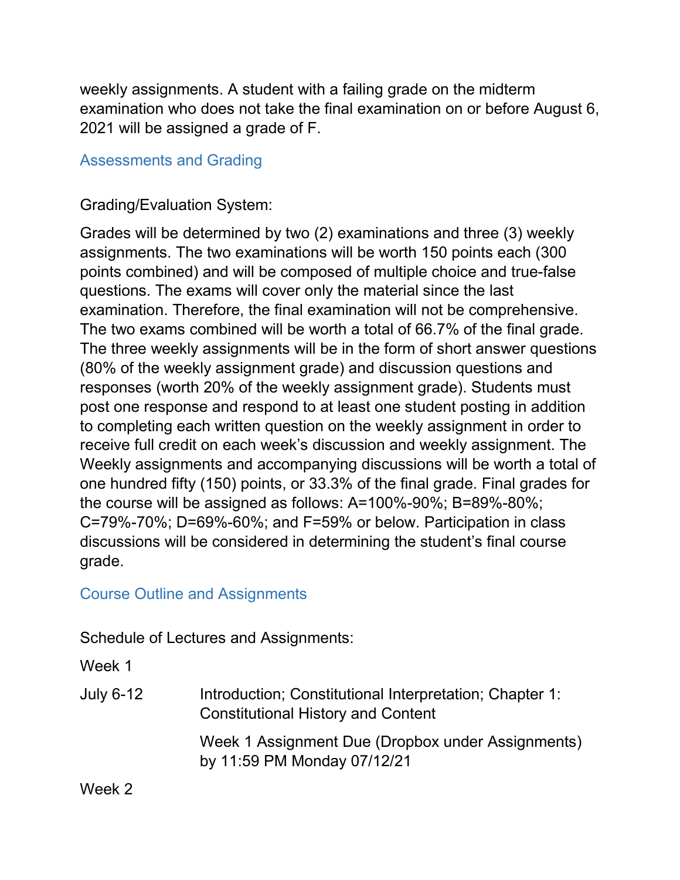weekly assignments. A student with a failing grade on the midterm examination who does not take the final examination on or before August 6, 2021 will be assigned a grade of F.

## Assessments and Grading

Grading/Evaluation System:

Grades will be determined by two (2) examinations and three (3) weekly assignments. The two examinations will be worth 150 points each (300 points combined) and will be composed of multiple choice and true-false questions. The exams will cover only the material since the last examination. Therefore, the final examination will not be comprehensive. The two exams combined will be worth a total of 66.7% of the final grade. The three weekly assignments will be in the form of short answer questions (80% of the weekly assignment grade) and discussion questions and responses (worth 20% of the weekly assignment grade). Students must post one response and respond to at least one student posting in addition to completing each written question on the weekly assignment in order to receive full credit on each week's discussion and weekly assignment. The Weekly assignments and accompanying discussions will be worth a total of one hundred fifty (150) points, or 33.3% of the final grade. Final grades for the course will be assigned as follows: A=100%-90%; B=89%-80%; C=79%-70%; D=69%-60%; and F=59% or below. Participation in class discussions will be considered in determining the student's final course grade.

## Course Outline and Assignments

Schedule of Lectures and Assignments:

Week 1

| | |
|---|---|
| July 6-12 | Introduction; Constitutional Interpretation; Chapter 1: Constitutional History and Content |
| | Week 1 Assignment Due (Dropbox under Assignments) by 11:59 PM Monday 07/12/21 |

Week 2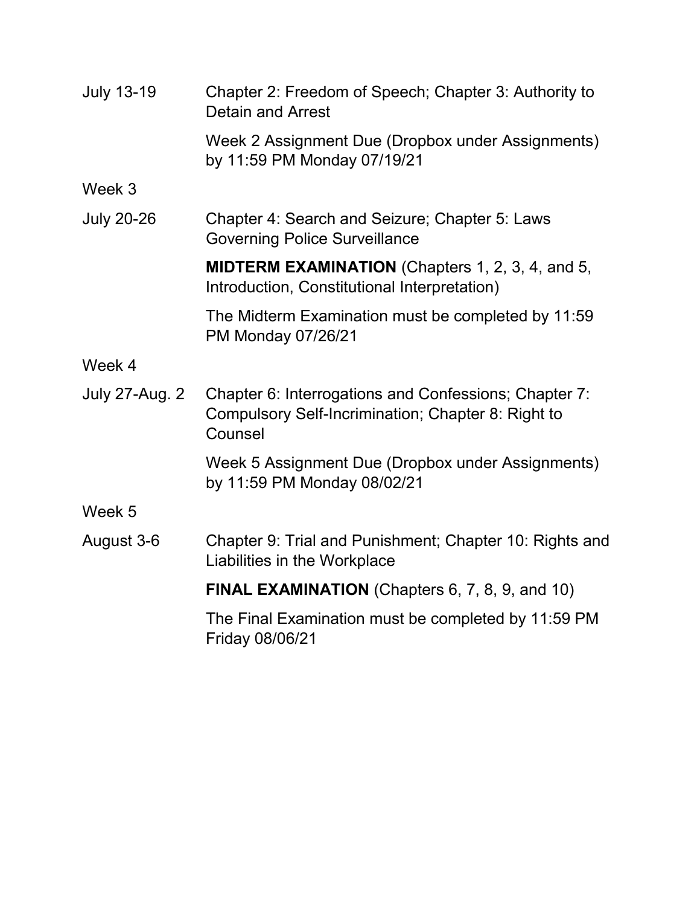July 13-19 Chapter 2: Freedom of Speech; Chapter 3: Authority to Detain and Arrest

Week 2 Assignment Due (Dropbox under Assignments) by 11:59 PM Monday 07/19/21

Week 3

July 20-26 Chapter 4: Search and Seizure; Chapter 5: Laws Governing Police Surveillance

**MIDTERM EXAMINATION** (Chapters 1, 2, 3, 4, and 5, Introduction, Constitutional Interpretation)

The Midterm Examination must be completed by 11:59 PM Monday 07/26/21

Week 4

July 27-Aug. 2 Chapter 6: Interrogations and Confessions; Chapter 7: Compulsory Self-Incrimination; Chapter 8: Right to Counsel

Week 5 Assignment Due (Dropbox under Assignments) by 11:59 PM Monday 08/02/21

Week 5

August 3-6 Chapter 9: Trial and Punishment; Chapter 10: Rights and Liabilities in the Workplace

**FINAL EXAMINATION** (Chapters 6, 7, 8, 9, and 10)

The Final Examination must be completed by 11:59 PM Friday 08/06/21